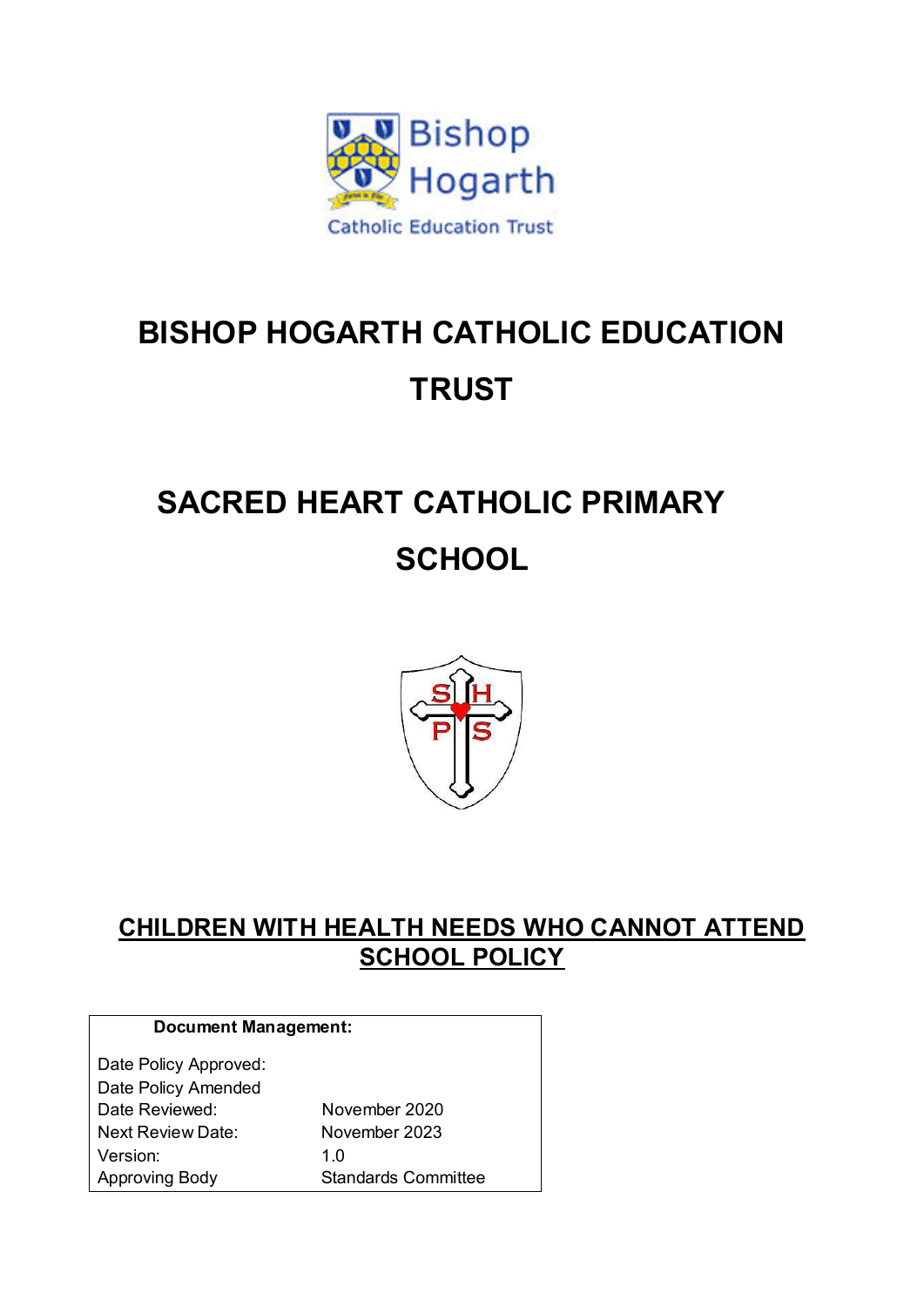# BISHOP HOGARTH CATHOLIC EDUCATION TRUST

# SACRED HEART CATHOLIC PRIMARY SCHOOL

## CHILDREN WITH HEALTH NEEDS WHO CANNOT ATTEND SCHOOL POLICY

| Document Management: | |
|---|---|
| Date Policy Approved: | |
| Date Policy Amended | |
| Date Reviewed: | November 2020 |
| Next Review Date: | November 2023 |
| Version: | 1.0 |
| Approving Body | Standards Committee |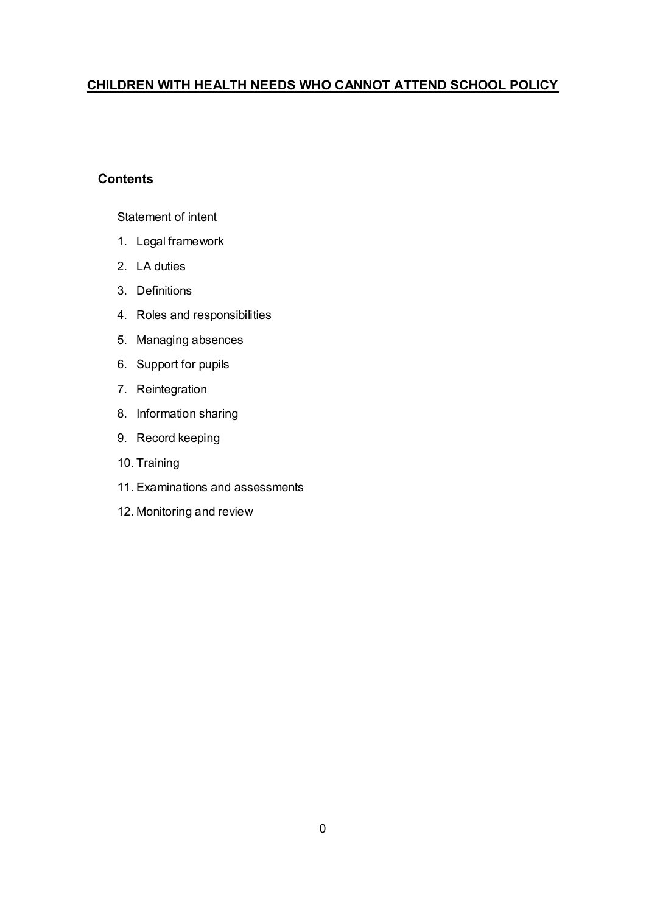# CHILDREN WITH HEALTH NEEDS WHO CANNOT ATTEND SCHOOL POLICY

## Contents

Statement of intent

1. Legal framework
2. LA duties
3. Definitions
4. Roles and responsibilities
5. Managing absences
6. Support for pupils
7. Reintegration
8. Information sharing
9. Record keeping
10. Training
11. Examinations and assessments
12. Monitoring and review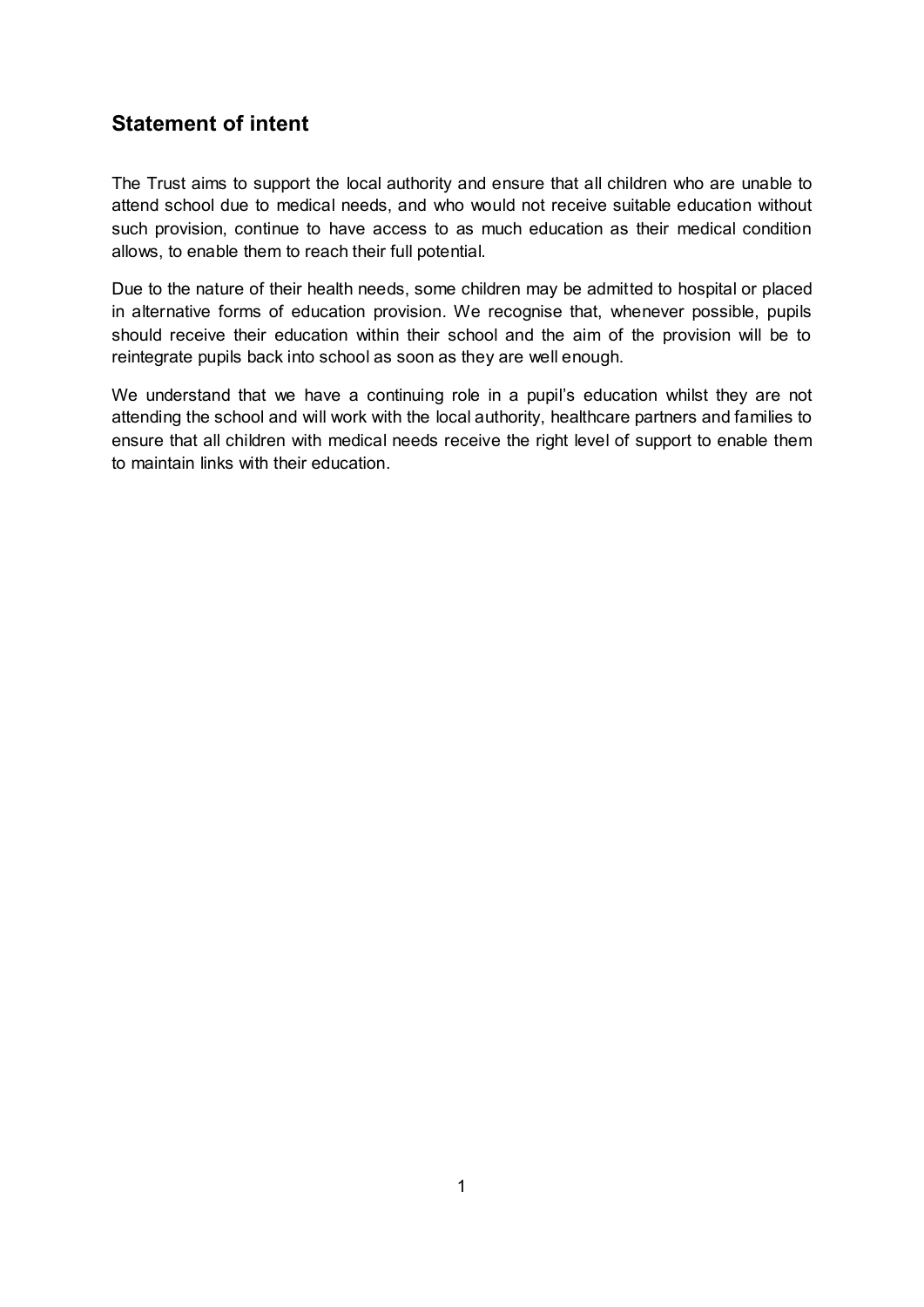## Statement of intent

The Trust aims to support the local authority and ensure that all children who are unable to attend school due to medical needs, and who would not receive suitable education without such provision, continue to have access to as much education as their medical condition allows, to enable them to reach their full potential.

Due to the nature of their health needs, some children may be admitted to hospital or placed in alternative forms of education provision. We recognise that, whenever possible, pupils should receive their education within their school and the aim of the provision will be to reintegrate pupils back into school as soon as they are well enough.

We understand that we have a continuing role in a pupil's education whilst they are not attending the school and will work with the local authority, healthcare partners and families to ensure that all children with medical needs receive the right level of support to enable them to maintain links with their education.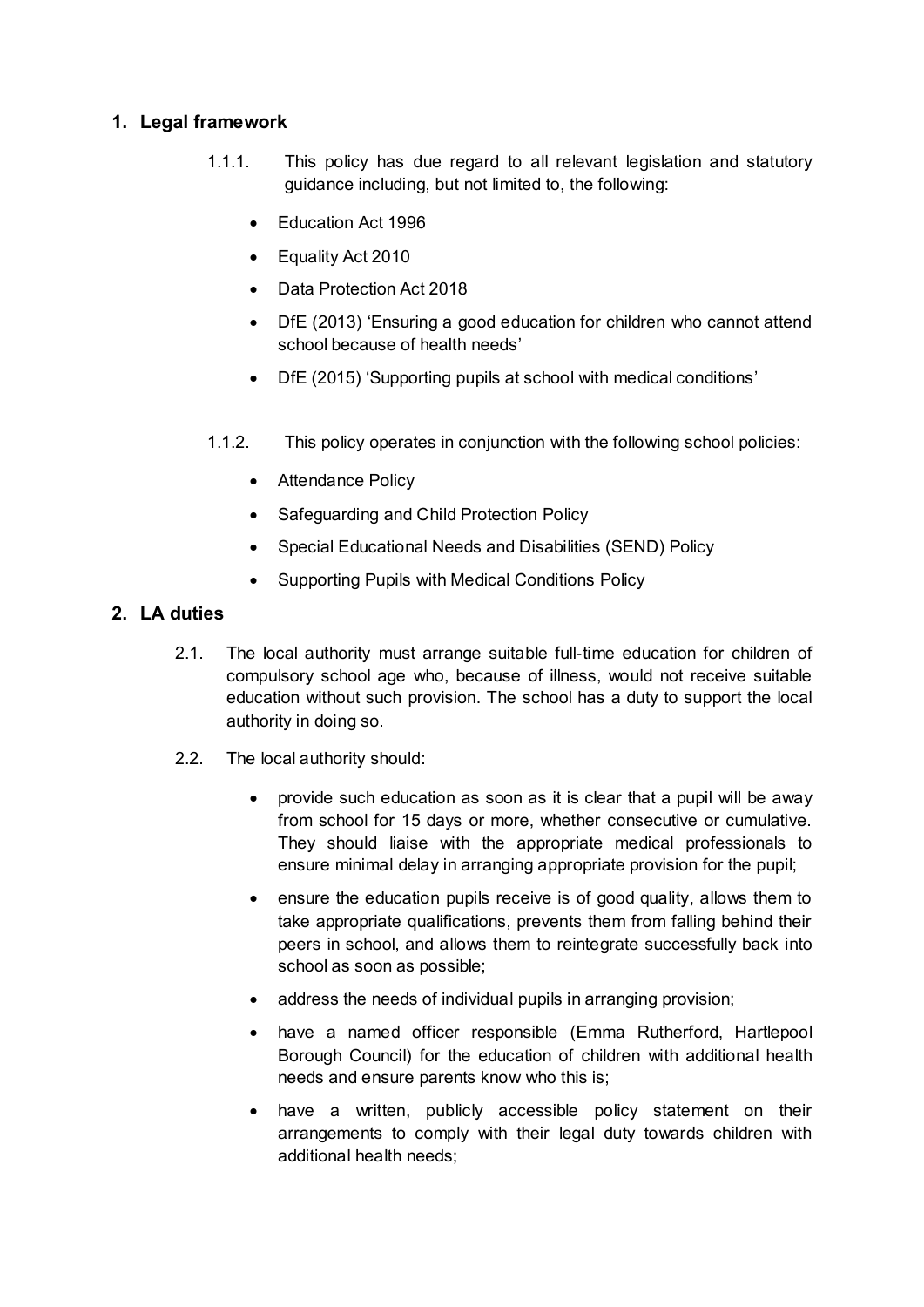## 1. Legal framework

1.1.1. This policy has due regard to all relevant legislation and statutory guidance including, but not limited to, the following:

- Education Act 1996
- Equality Act 2010
- Data Protection Act 2018
- DfE (2013) 'Ensuring a good education for children who cannot attend school because of health needs'
- DfE (2015) 'Supporting pupils at school with medical conditions'

1.1.2. This policy operates in conjunction with the following school policies:

- Attendance Policy
- Safeguarding and Child Protection Policy
- Special Educational Needs and Disabilities (SEND) Policy
- Supporting Pupils with Medical Conditions Policy

## 2. LA duties

2.1. The local authority must arrange suitable full-time education for children of compulsory school age who, because of illness, would not receive suitable education without such provision. The school has a duty to support the local authority in doing so.

2.2. The local authority should:

- provide such education as soon as it is clear that a pupil will be away from school for 15 days or more, whether consecutive or cumulative. They should liaise with the appropriate medical professionals to ensure minimal delay in arranging appropriate provision for the pupil;
- ensure the education pupils receive is of good quality, allows them to take appropriate qualifications, prevents them from falling behind their peers in school, and allows them to reintegrate successfully back into school as soon as possible;
- address the needs of individual pupils in arranging provision;
- have a named officer responsible (Emma Rutherford, Hartlepool Borough Council) for the education of children with additional health needs and ensure parents know who this is;
- have a written, publicly accessible policy statement on their arrangements to comply with their legal duty towards children with additional health needs;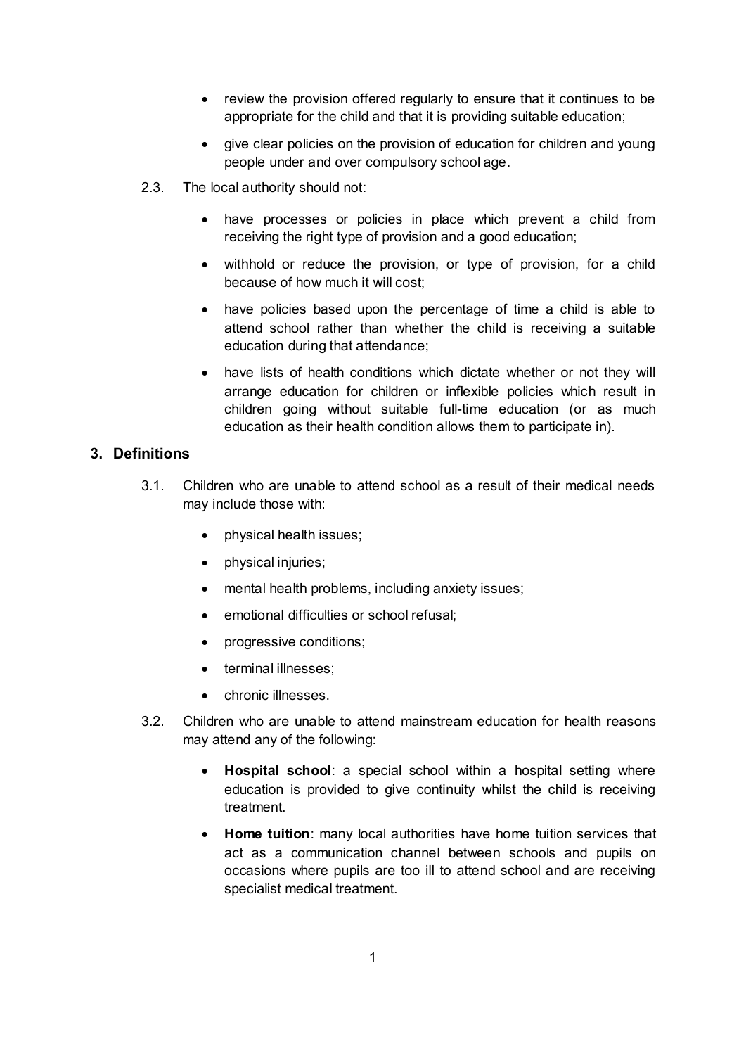- review the provision offered regularly to ensure that it continues to be appropriate for the child and that it is providing suitable education;
- give clear policies on the provision of education for children and young people under and over compulsory school age.

2.3. The local authority should not:

- have processes or policies in place which prevent a child from receiving the right type of provision and a good education;
- withhold or reduce the provision, or type of provision, for a child because of how much it will cost;
- have policies based upon the percentage of time a child is able to attend school rather than whether the child is receiving a suitable education during that attendance;
- have lists of health conditions which dictate whether or not they will arrange education for children or inflexible policies which result in children going without suitable full-time education (or as much education as their health condition allows them to participate in).

## 3. Definitions

3.1. Children who are unable to attend school as a result of their medical needs may include those with:

- physical health issues;
- physical injuries;
- mental health problems, including anxiety issues;
- emotional difficulties or school refusal;
- progressive conditions;
- terminal illnesses;
- chronic illnesses.

3.2. Children who are unable to attend mainstream education for health reasons may attend any of the following:

- **Hospital school**: a special school within a hospital setting where education is provided to give continuity whilst the child is receiving treatment.
- **Home tuition**: many local authorities have home tuition services that act as a communication channel between schools and pupils on occasions where pupils are too ill to attend school and are receiving specialist medical treatment.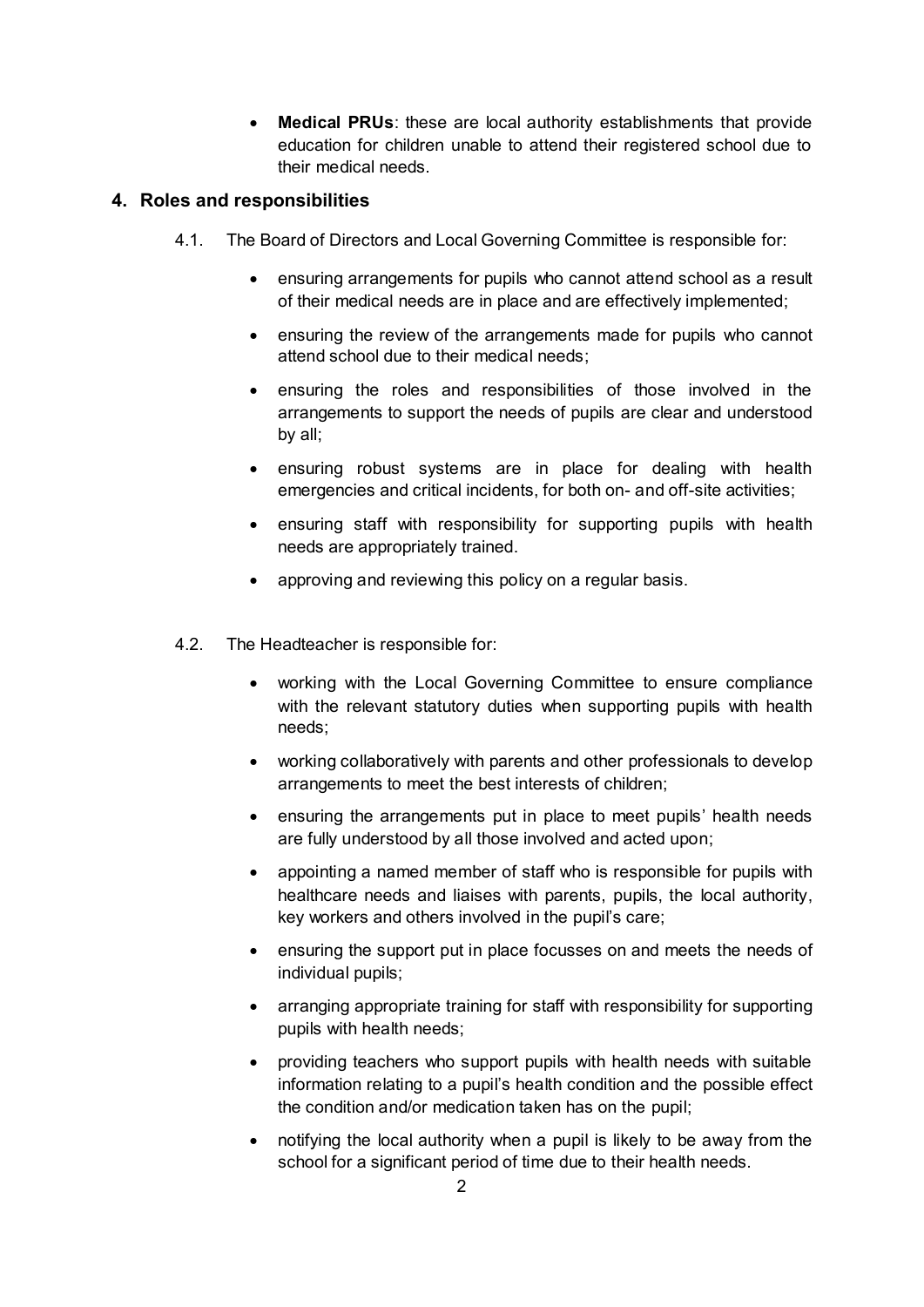- **Medical PRUs**: these are local authority establishments that provide education for children unable to attend their registered school due to their medical needs.

## 4. Roles and responsibilities

4.1. The Board of Directors and Local Governing Committee is responsible for:

- ensuring arrangements for pupils who cannot attend school as a result of their medical needs are in place and are effectively implemented;
- ensuring the review of the arrangements made for pupils who cannot attend school due to their medical needs;
- ensuring the roles and responsibilities of those involved in the arrangements to support the needs of pupils are clear and understood by all;
- ensuring robust systems are in place for dealing with health emergencies and critical incidents, for both on- and off-site activities;
- ensuring staff with responsibility for supporting pupils with health needs are appropriately trained.
- approving and reviewing this policy on a regular basis.

4.2. The Headteacher is responsible for:

- working with the Local Governing Committee to ensure compliance with the relevant statutory duties when supporting pupils with health needs;
- working collaboratively with parents and other professionals to develop arrangements to meet the best interests of children;
- ensuring the arrangements put in place to meet pupils' health needs are fully understood by all those involved and acted upon;
- appointing a named member of staff who is responsible for pupils with healthcare needs and liaises with parents, pupils, the local authority, key workers and others involved in the pupil's care;
- ensuring the support put in place focusses on and meets the needs of individual pupils;
- arranging appropriate training for staff with responsibility for supporting pupils with health needs;
- providing teachers who support pupils with health needs with suitable information relating to a pupil's health condition and the possible effect the condition and/or medication taken has on the pupil;
- notifying the local authority when a pupil is likely to be away from the school for a significant period of time due to their health needs.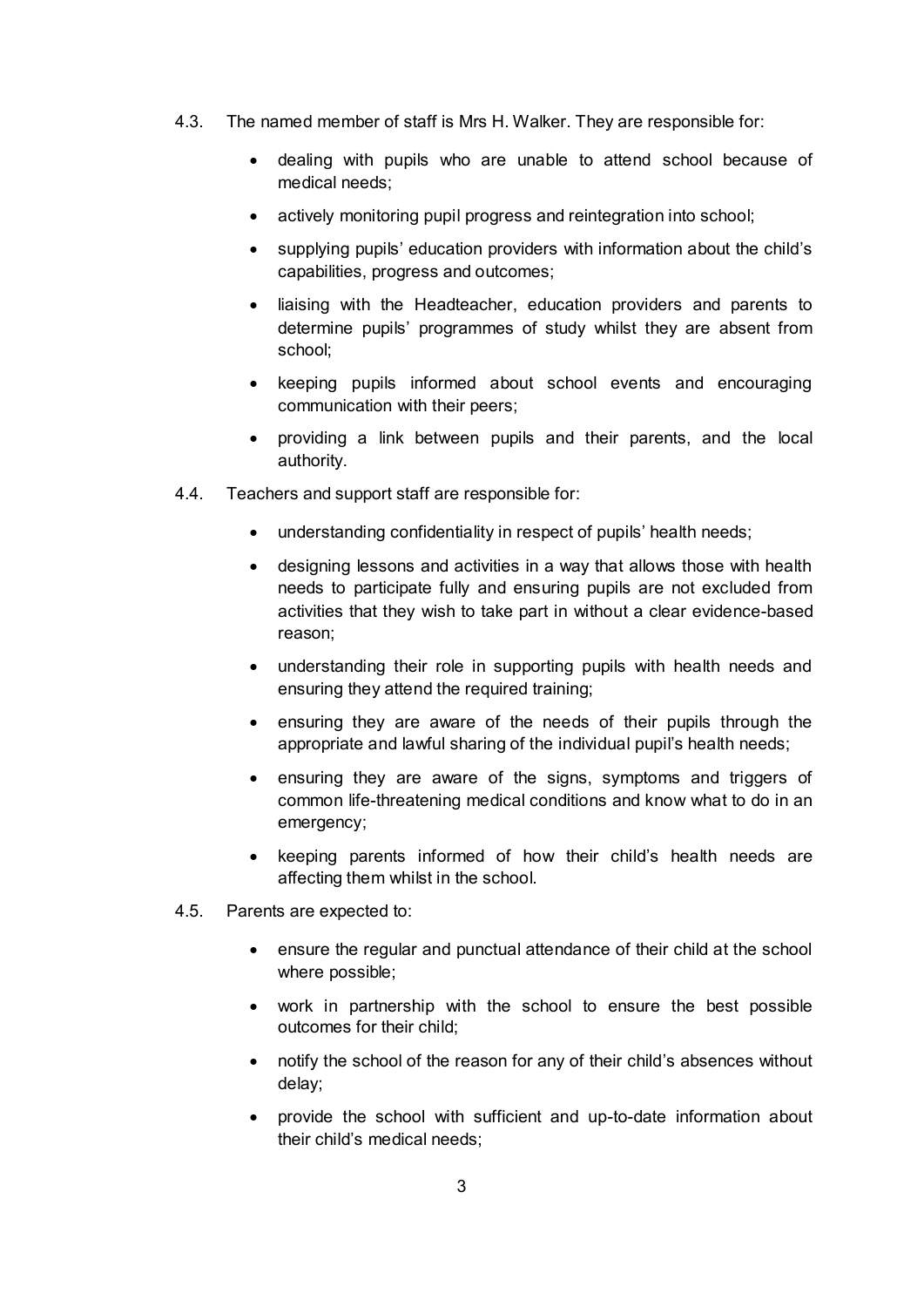4.3. The named member of staff is Mrs H. Walker. They are responsible for:

- dealing with pupils who are unable to attend school because of medical needs;
- actively monitoring pupil progress and reintegration into school;
- supplying pupils' education providers with information about the child's capabilities, progress and outcomes;
- liaising with the Headteacher, education providers and parents to determine pupils' programmes of study whilst they are absent from school;
- keeping pupils informed about school events and encouraging communication with their peers;
- providing a link between pupils and their parents, and the local authority.

4.4. Teachers and support staff are responsible for:

- understanding confidentiality in respect of pupils' health needs;
- designing lessons and activities in a way that allows those with health needs to participate fully and ensuring pupils are not excluded from activities that they wish to take part in without a clear evidence-based reason;
- understanding their role in supporting pupils with health needs and ensuring they attend the required training;
- ensuring they are aware of the needs of their pupils through the appropriate and lawful sharing of the individual pupil's health needs;
- ensuring they are aware of the signs, symptoms and triggers of common life-threatening medical conditions and know what to do in an emergency;
- keeping parents informed of how their child's health needs are affecting them whilst in the school.

4.5. Parents are expected to:

- ensure the regular and punctual attendance of their child at the school where possible;
- work in partnership with the school to ensure the best possible outcomes for their child;
- notify the school of the reason for any of their child's absences without delay;
- provide the school with sufficient and up-to-date information about their child's medical needs;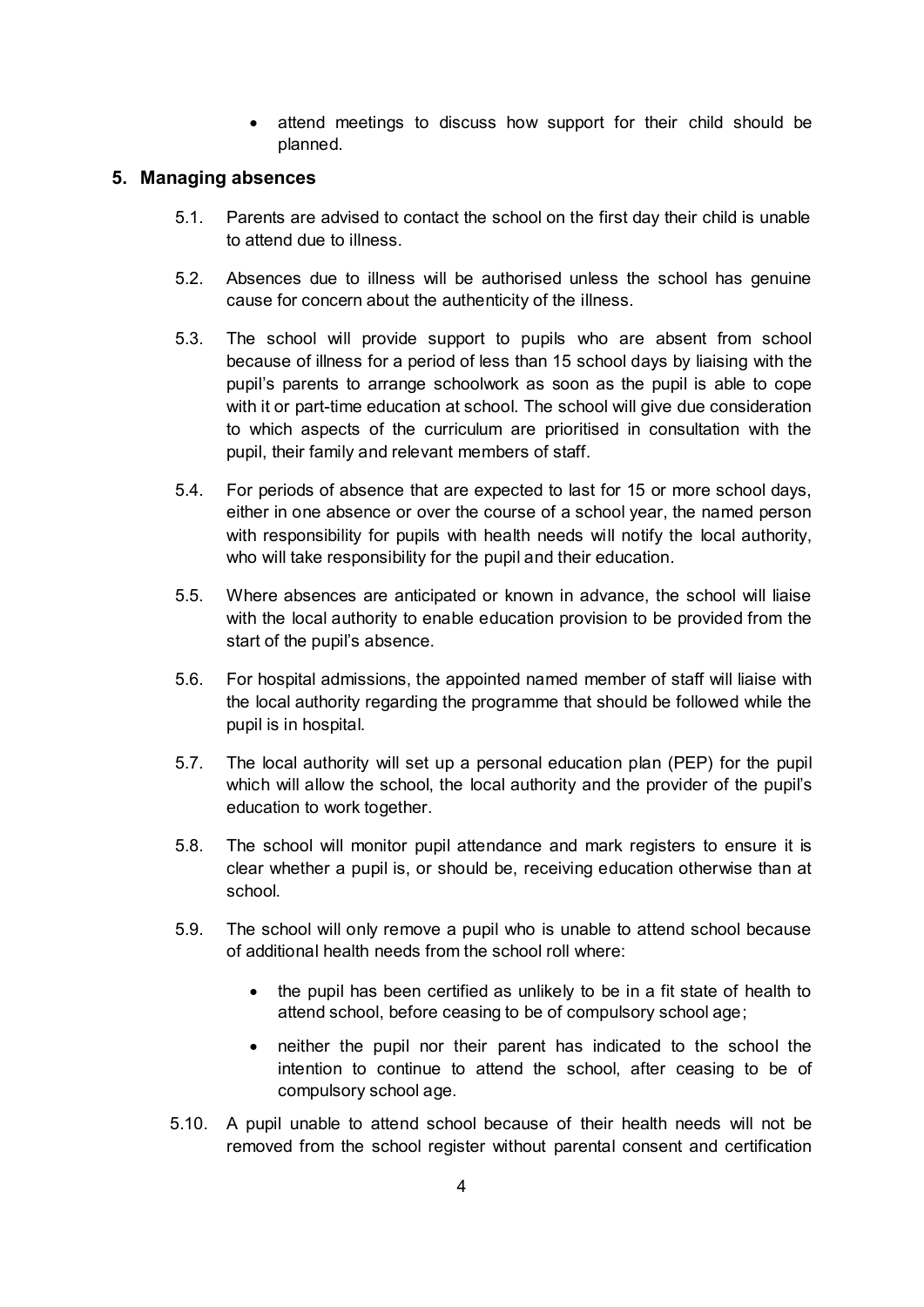- attend meetings to discuss how support for their child should be planned.

## 5. Managing absences

5.1. Parents are advised to contact the school on the first day their child is unable to attend due to illness.

5.2. Absences due to illness will be authorised unless the school has genuine cause for concern about the authenticity of the illness.

5.3. The school will provide support to pupils who are absent from school because of illness for a period of less than 15 school days by liaising with the pupil's parents to arrange schoolwork as soon as the pupil is able to cope with it or part-time education at school. The school will give due consideration to which aspects of the curriculum are prioritised in consultation with the pupil, their family and relevant members of staff.

5.4. For periods of absence that are expected to last for 15 or more school days, either in one absence or over the course of a school year, the named person with responsibility for pupils with health needs will notify the local authority, who will take responsibility for the pupil and their education.

5.5. Where absences are anticipated or known in advance, the school will liaise with the local authority to enable education provision to be provided from the start of the pupil's absence.

5.6. For hospital admissions, the appointed named member of staff will liaise with the local authority regarding the programme that should be followed while the pupil is in hospital.

5.7. The local authority will set up a personal education plan (PEP) for the pupil which will allow the school, the local authority and the provider of the pupil's education to work together.

5.8. The school will monitor pupil attendance and mark registers to ensure it is clear whether a pupil is, or should be, receiving education otherwise than at school.

5.9. The school will only remove a pupil who is unable to attend school because of additional health needs from the school roll where:

- the pupil has been certified as unlikely to be in a fit state of health to attend school, before ceasing to be of compulsory school age;
- neither the pupil nor their parent has indicated to the school the intention to continue to attend the school, after ceasing to be of compulsory school age.

5.10. A pupil unable to attend school because of their health needs will not be removed from the school register without parental consent and certification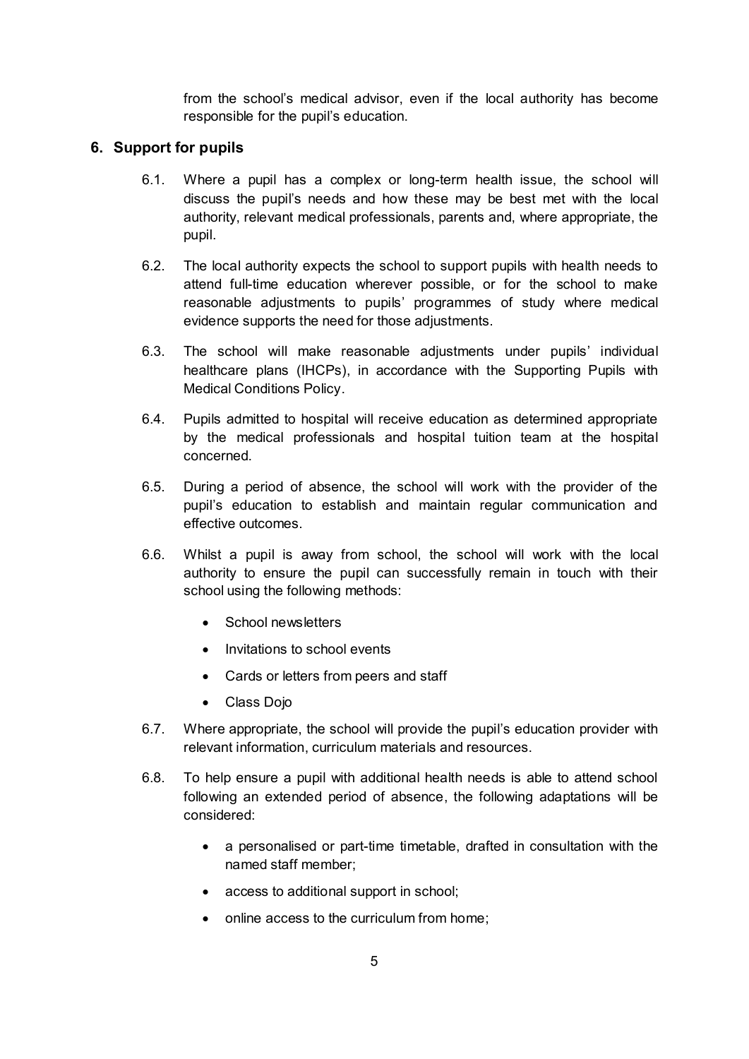from the school's medical advisor, even if the local authority has become responsible for the pupil's education.

## 6. Support for pupils

6.1. Where a pupil has a complex or long-term health issue, the school will discuss the pupil's needs and how these may be best met with the local authority, relevant medical professionals, parents and, where appropriate, the pupil.

6.2. The local authority expects the school to support pupils with health needs to attend full-time education wherever possible, or for the school to make reasonable adjustments to pupils' programmes of study where medical evidence supports the need for those adjustments.

6.3. The school will make reasonable adjustments under pupils' individual healthcare plans (IHCPs), in accordance with the Supporting Pupils with Medical Conditions Policy.

6.4. Pupils admitted to hospital will receive education as determined appropriate by the medical professionals and hospital tuition team at the hospital concerned.

6.5. During a period of absence, the school will work with the provider of the pupil's education to establish and maintain regular communication and effective outcomes.

6.6. Whilst a pupil is away from school, the school will work with the local authority to ensure the pupil can successfully remain in touch with their school using the following methods:

- School newsletters
- Invitations to school events
- Cards or letters from peers and staff
- Class Dojo

6.7. Where appropriate, the school will provide the pupil's education provider with relevant information, curriculum materials and resources.

6.8. To help ensure a pupil with additional health needs is able to attend school following an extended period of absence, the following adaptations will be considered:

- a personalised or part-time timetable, drafted in consultation with the named staff member;
- access to additional support in school;
- online access to the curriculum from home;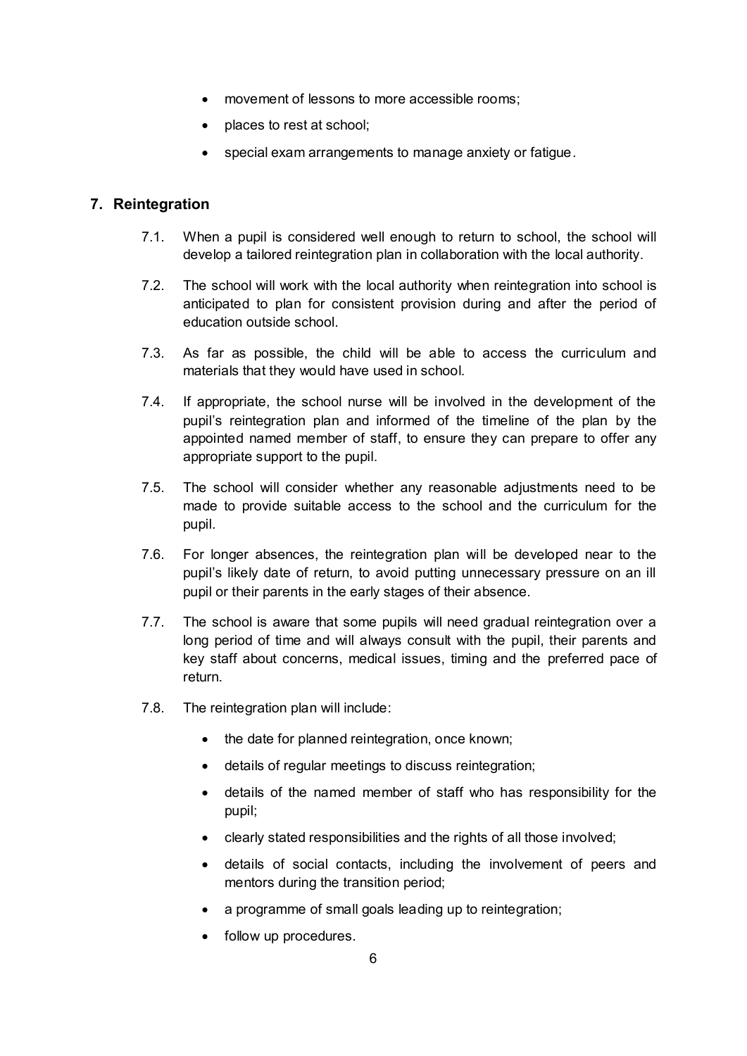- movement of lessons to more accessible rooms;
- places to rest at school;
- special exam arrangements to manage anxiety or fatigue.

## 7. Reintegration

7.1. When a pupil is considered well enough to return to school, the school will develop a tailored reintegration plan in collaboration with the local authority.

7.2. The school will work with the local authority when reintegration into school is anticipated to plan for consistent provision during and after the period of education outside school.

7.3. As far as possible, the child will be able to access the curriculum and materials that they would have used in school.

7.4. If appropriate, the school nurse will be involved in the development of the pupil's reintegration plan and informed of the timeline of the plan by the appointed named member of staff, to ensure they can prepare to offer any appropriate support to the pupil.

7.5. The school will consider whether any reasonable adjustments need to be made to provide suitable access to the school and the curriculum for the pupil.

7.6. For longer absences, the reintegration plan will be developed near to the pupil's likely date of return, to avoid putting unnecessary pressure on an ill pupil or their parents in the early stages of their absence.

7.7. The school is aware that some pupils will need gradual reintegration over a long period of time and will always consult with the pupil, their parents and key staff about concerns, medical issues, timing and the preferred pace of return.

7.8. The reintegration plan will include:

- the date for planned reintegration, once known;
- details of regular meetings to discuss reintegration;
- details of the named member of staff who has responsibility for the pupil;
- clearly stated responsibilities and the rights of all those involved;
- details of social contacts, including the involvement of peers and mentors during the transition period;
- a programme of small goals leading up to reintegration;
- follow up procedures.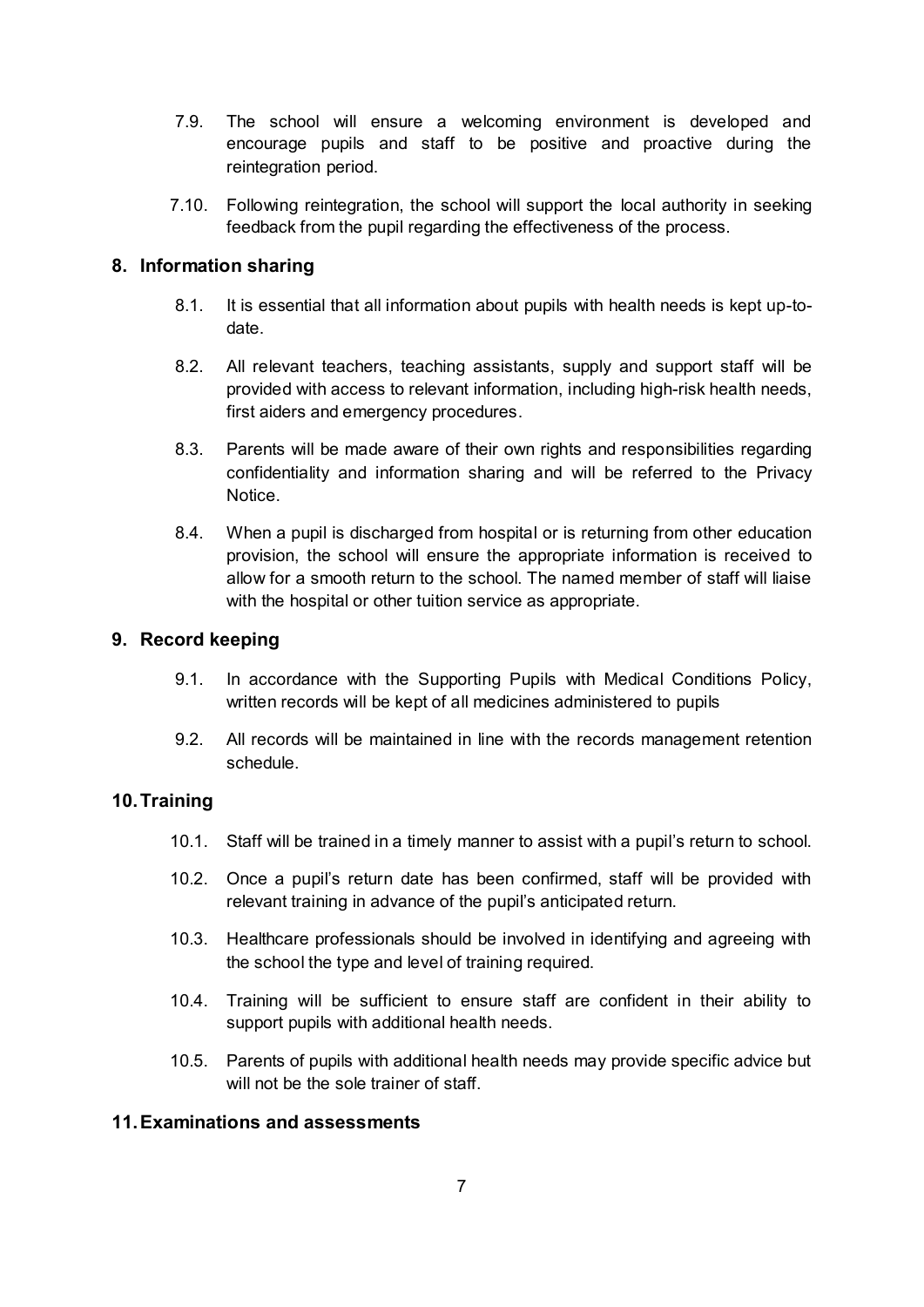7.9. The school will ensure a welcoming environment is developed and encourage pupils and staff to be positive and proactive during the reintegration period.

7.10. Following reintegration, the school will support the local authority in seeking feedback from the pupil regarding the effectiveness of the process.

## 8. Information sharing

8.1. It is essential that all information about pupils with health needs is kept up-to-date.

8.2. All relevant teachers, teaching assistants, supply and support staff will be provided with access to relevant information, including high-risk health needs, first aiders and emergency procedures.

8.3. Parents will be made aware of their own rights and responsibilities regarding confidentiality and information sharing and will be referred to the Privacy Notice.

8.4. When a pupil is discharged from hospital or is returning from other education provision, the school will ensure the appropriate information is received to allow for a smooth return to the school. The named member of staff will liaise with the hospital or other tuition service as appropriate.

## 9. Record keeping

9.1. In accordance with the Supporting Pupils with Medical Conditions Policy, written records will be kept of all medicines administered to pupils

9.2. All records will be maintained in line with the records management retention schedule.

## 10. Training

10.1. Staff will be trained in a timely manner to assist with a pupil's return to school.

10.2. Once a pupil's return date has been confirmed, staff will be provided with relevant training in advance of the pupil's anticipated return.

10.3. Healthcare professionals should be involved in identifying and agreeing with the school the type and level of training required.

10.4. Training will be sufficient to ensure staff are confident in their ability to support pupils with additional health needs.

10.5. Parents of pupils with additional health needs may provide specific advice but will not be the sole trainer of staff.

## 11. Examinations and assessments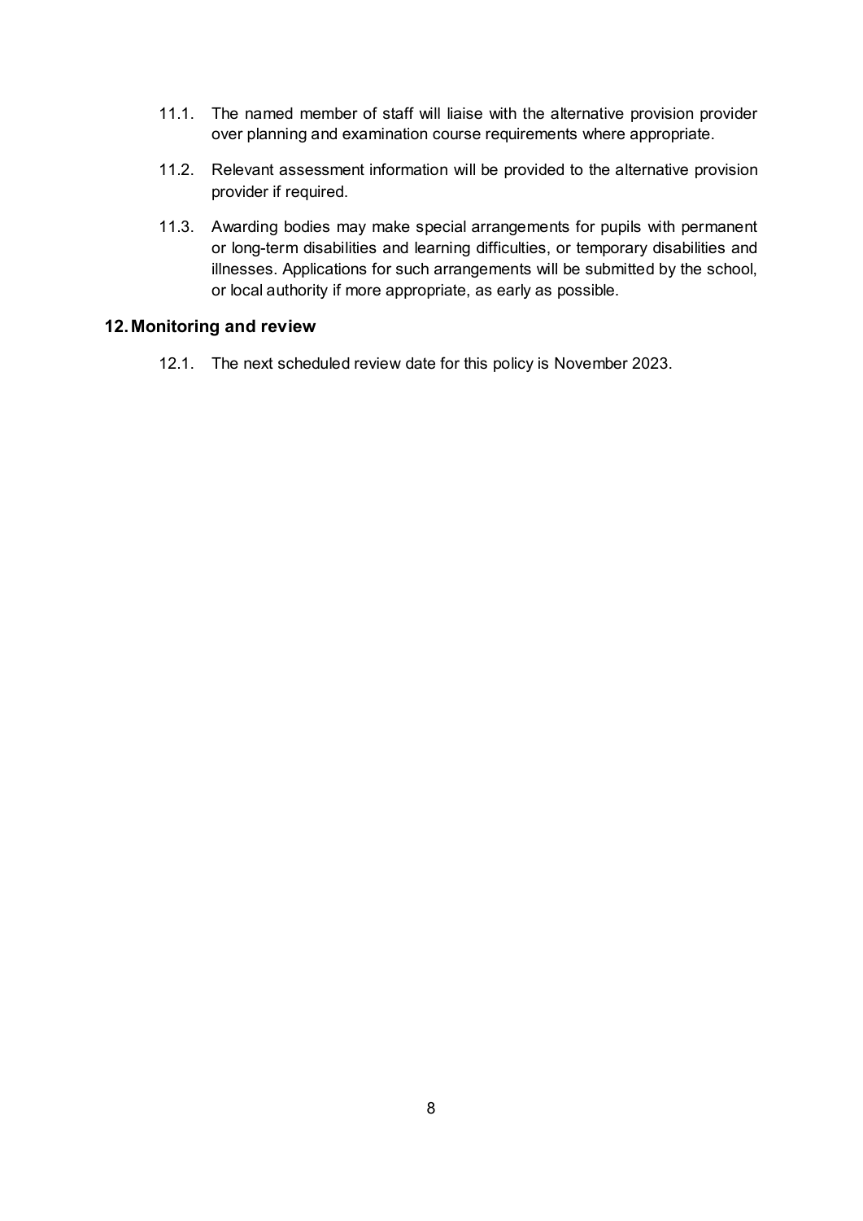11.1. The named member of staff will liaise with the alternative provision provider over planning and examination course requirements where appropriate.

11.2. Relevant assessment information will be provided to the alternative provision provider if required.

11.3. Awarding bodies may make special arrangements for pupils with permanent or long-term disabilities and learning difficulties, or temporary disabilities and illnesses. Applications for such arrangements will be submitted by the school, or local authority if more appropriate, as early as possible.

## 12. Monitoring and review

12.1. The next scheduled review date for this policy is November 2023.